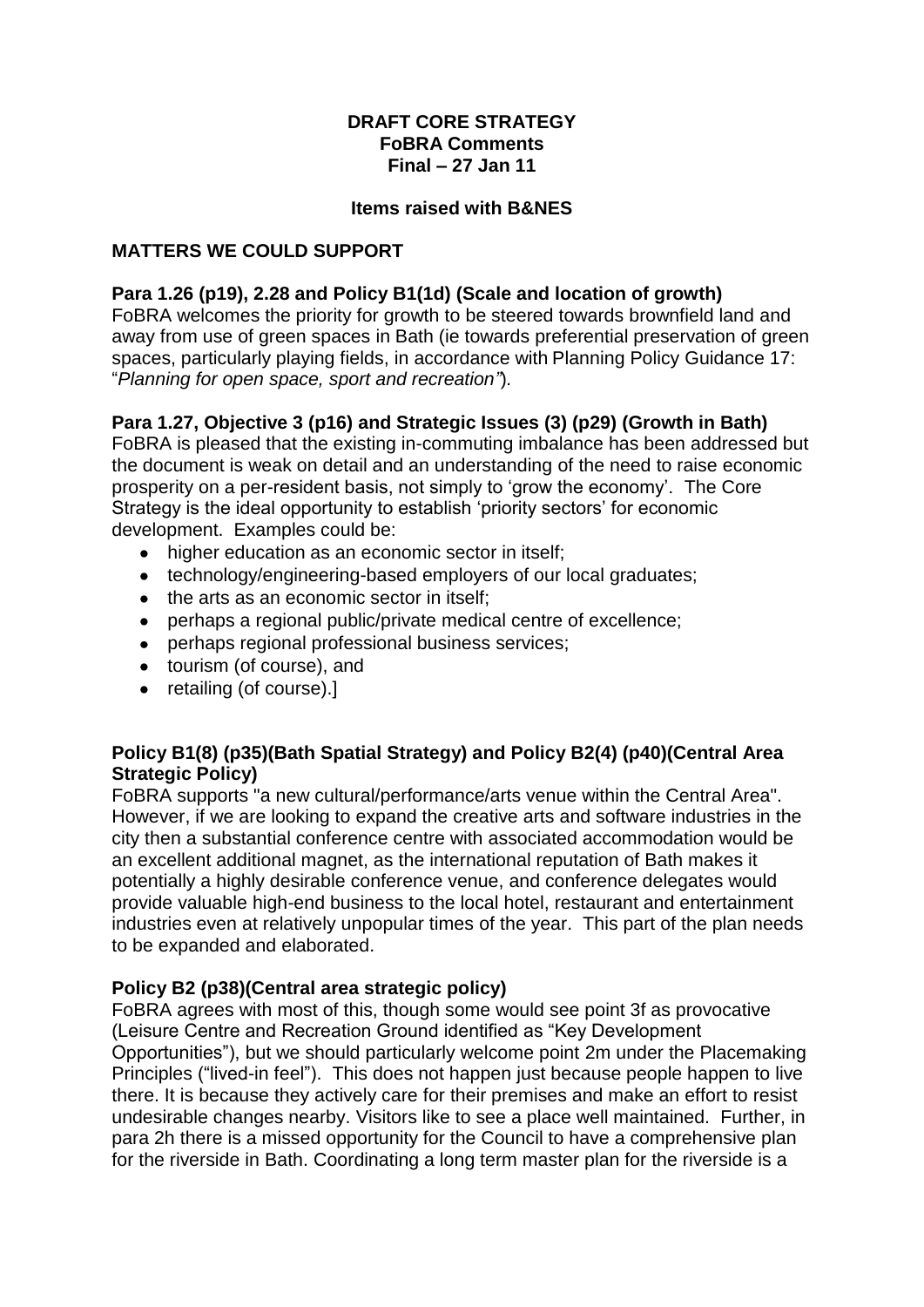**DRAFT CORE STRATEGY**
**FoBRA Comments**
**Final – 27 Jan 11**

**Items raised with B&NES**

## MATTERS WE COULD SUPPORT

### Para 1.26 (p19), 2.28 and Policy B1(1d) (Scale and location of growth)

FoBRA welcomes the priority for growth to be steered towards brownfield land and away from use of green spaces in Bath (ie towards preferential preservation of green spaces, particularly playing fields, in accordance with Planning Policy Guidance 17: "*Planning for open space, sport and recreation"*).

### Para 1.27, Objective 3 (p16) and Strategic Issues (3) (p29) (Growth in Bath)

FoBRA is pleased that the existing in-commuting imbalance has been addressed but the document is weak on detail and an understanding of the need to raise economic prosperity on a per-resident basis, not simply to 'grow the economy'. The Core Strategy is the ideal opportunity to establish 'priority sectors' for economic development. Examples could be:

- higher education as an economic sector in itself;
- technology/engineering-based employers of our local graduates;
- the arts as an economic sector in itself;
- perhaps a regional public/private medical centre of excellence;
- perhaps regional professional business services;
- tourism (of course), and
- retailing (of course).]

### Policy B1(8) (p35)(Bath Spatial Strategy) and Policy B2(4) (p40)(Central Area Strategic Policy)

FoBRA supports "a new cultural/performance/arts venue within the Central Area". However, if we are looking to expand the creative arts and software industries in the city then a substantial conference centre with associated accommodation would be an excellent additional magnet, as the international reputation of Bath makes it potentially a highly desirable conference venue, and conference delegates would provide valuable high-end business to the local hotel, restaurant and entertainment industries even at relatively unpopular times of the year. This part of the plan needs to be expanded and elaborated.

### Policy B2 (p38)(Central area strategic policy)

FoBRA agrees with most of this, though some would see point 3f as provocative (Leisure Centre and Recreation Ground identified as "Key Development Opportunities"), but we should particularly welcome point 2m under the Placemaking Principles ("lived-in feel"). This does not happen just because people happen to live there. It is because they actively care for their premises and make an effort to resist undesirable changes nearby. Visitors like to see a place well maintained. Further, in para 2h there is a missed opportunity for the Council to have a comprehensive plan for the riverside in Bath. Coordinating a long term master plan for the riverside is a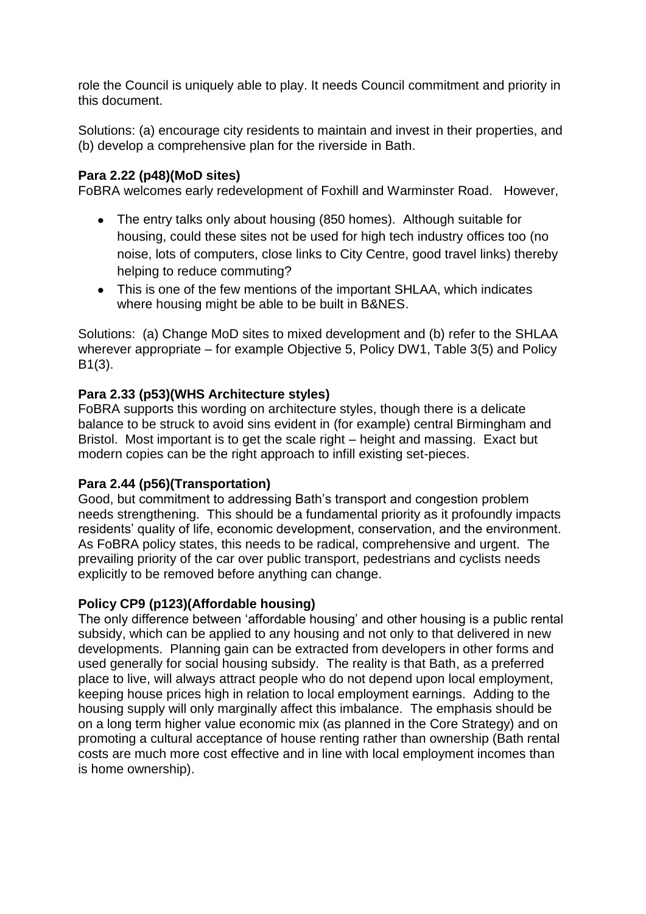role the Council is uniquely able to play. It needs Council commitment and priority in this document.

Solutions: (a) encourage city residents to maintain and invest in their properties, and (b) develop a comprehensive plan for the riverside in Bath.

**Para 2.22 (p48)(MoD sites)**

FoBRA welcomes early redevelopment of Foxhill and Warminster Road. However,

- The entry talks only about housing (850 homes). Although suitable for housing, could these sites not be used for high tech industry offices too (no noise, lots of computers, close links to City Centre, good travel links) thereby helping to reduce commuting?
- This is one of the few mentions of the important SHLAA, which indicates where housing might be able to be built in B&NES.

Solutions: (a) Change MoD sites to mixed development and (b) refer to the SHLAA wherever appropriate – for example Objective 5, Policy DW1, Table 3(5) and Policy B1(3).

**Para 2.33 (p53)(WHS Architecture styles)**

FoBRA supports this wording on architecture styles, though there is a delicate balance to be struck to avoid sins evident in (for example) central Birmingham and Bristol. Most important is to get the scale right – height and massing. Exact but modern copies can be the right approach to infill existing set-pieces.

**Para 2.44 (p56)(Transportation)**

Good, but commitment to addressing Bath's transport and congestion problem needs strengthening. This should be a fundamental priority as it profoundly impacts residents' quality of life, economic development, conservation, and the environment. As FoBRA policy states, this needs to be radical, comprehensive and urgent. The prevailing priority of the car over public transport, pedestrians and cyclists needs explicitly to be removed before anything can change.

**Policy CP9 (p123)(Affordable housing)**

The only difference between 'affordable housing' and other housing is a public rental subsidy, which can be applied to any housing and not only to that delivered in new developments. Planning gain can be extracted from developers in other forms and used generally for social housing subsidy. The reality is that Bath, as a preferred place to live, will always attract people who do not depend upon local employment, keeping house prices high in relation to local employment earnings. Adding to the housing supply will only marginally affect this imbalance. The emphasis should be on a long term higher value economic mix (as planned in the Core Strategy) and on promoting a cultural acceptance of house renting rather than ownership (Bath rental costs are much more cost effective and in line with local employment incomes than is home ownership).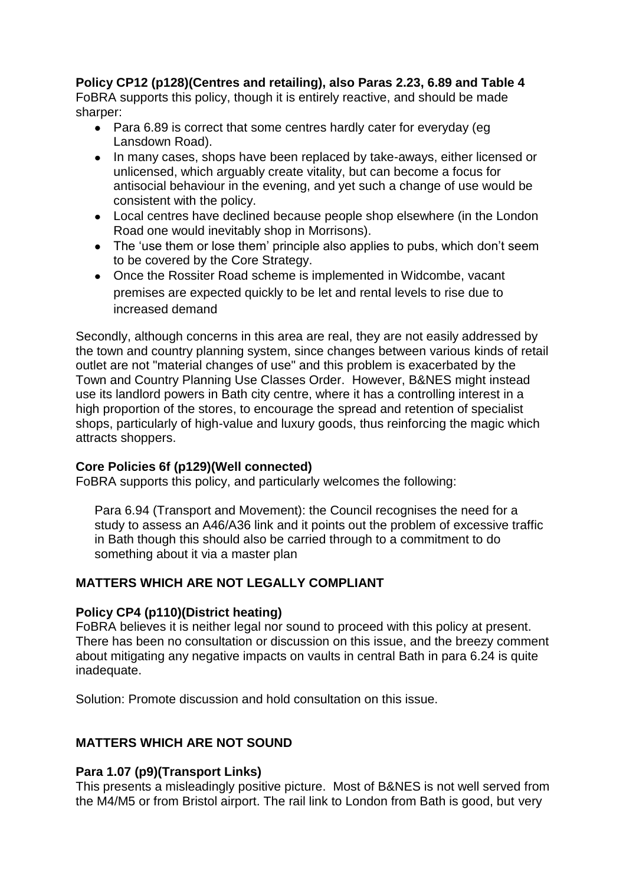**Policy CP12 (p128)(Centres and retailing), also Paras 2.23, 6.89 and Table 4**
FoBRA supports this policy, though it is entirely reactive, and should be made sharper:

- Para 6.89 is correct that some centres hardly cater for everyday (eg Lansdown Road).
- In many cases, shops have been replaced by take-aways, either licensed or unlicensed, which arguably create vitality, but can become a focus for antisocial behaviour in the evening, and yet such a change of use would be consistent with the policy.
- Local centres have declined because people shop elsewhere (in the London Road one would inevitably shop in Morrisons).
- The 'use them or lose them' principle also applies to pubs, which don't seem to be covered by the Core Strategy.
- Once the Rossiter Road scheme is implemented in Widcombe, vacant premises are expected quickly to be let and rental levels to rise due to increased demand

Secondly, although concerns in this area are real, they are not easily addressed by the town and country planning system, since changes between various kinds of retail outlet are not "material changes of use" and this problem is exacerbated by the Town and Country Planning Use Classes Order. However, B&NES might instead use its landlord powers in Bath city centre, where it has a controlling interest in a high proportion of the stores, to encourage the spread and retention of specialist shops, particularly of high-value and luxury goods, thus reinforcing the magic which attracts shoppers.

**Core Policies 6f (p129)(Well connected)**
FoBRA supports this policy, and particularly welcomes the following:

Para 6.94 (Transport and Movement): the Council recognises the need for a study to assess an A46/A36 link and it points out the problem of excessive traffic in Bath though this should also be carried through to a commitment to do something about it via a master plan

## MATTERS WHICH ARE NOT LEGALLY COMPLIANT

**Policy CP4 (p110)(District heating)**
FoBRA believes it is neither legal nor sound to proceed with this policy at present. There has been no consultation or discussion on this issue, and the breezy comment about mitigating any negative impacts on vaults in central Bath in para 6.24 is quite inadequate.

Solution: Promote discussion and hold consultation on this issue.

## MATTERS WHICH ARE NOT SOUND

**Para 1.07 (p9)(Transport Links)**
This presents a misleadingly positive picture. Most of B&NES is not well served from the M4/M5 or from Bristol airport. The rail link to London from Bath is good, but very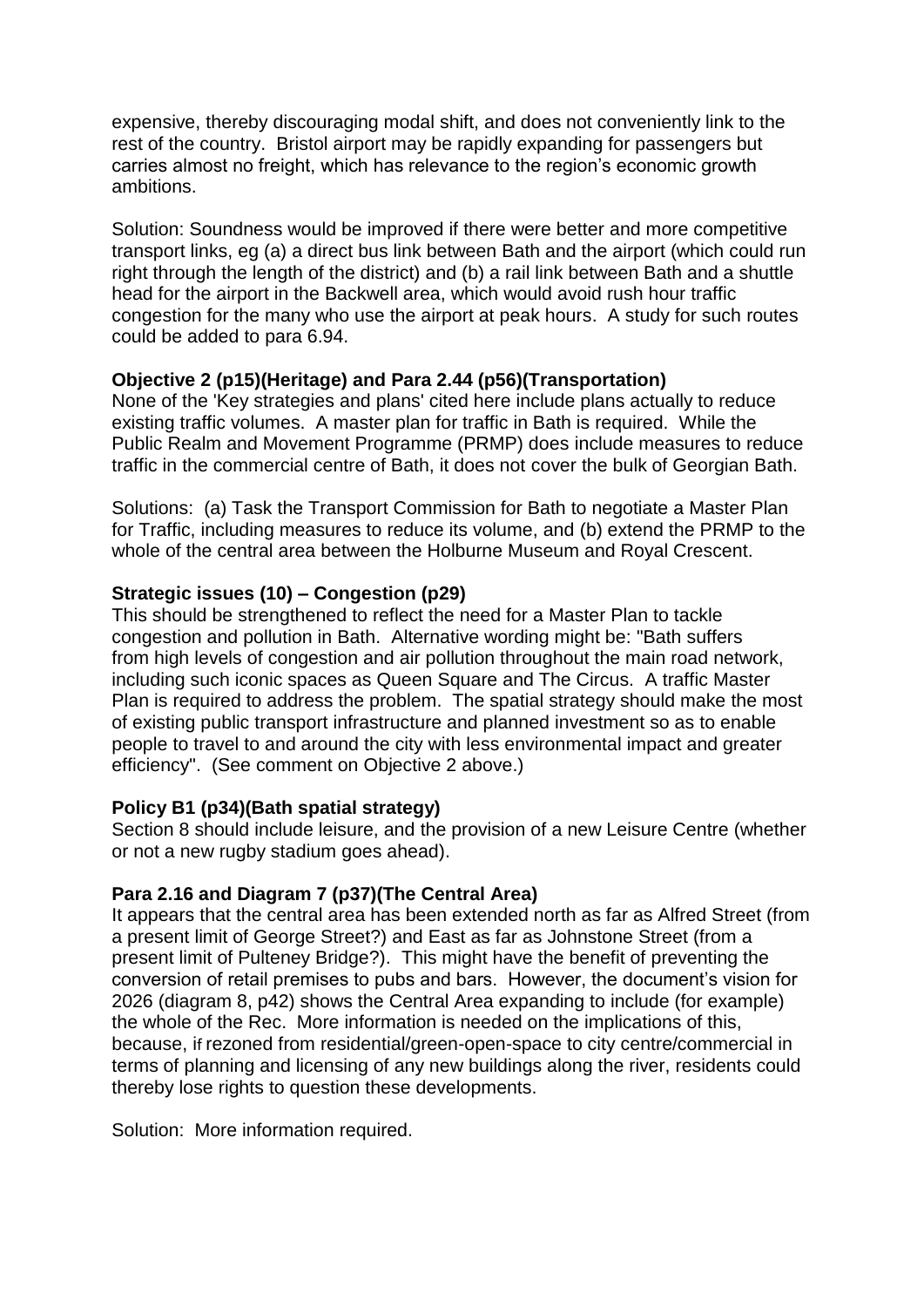expensive, thereby discouraging modal shift, and does not conveniently link to the rest of the country. Bristol airport may be rapidly expanding for passengers but carries almost no freight, which has relevance to the region's economic growth ambitions.

Solution: Soundness would be improved if there were better and more competitive transport links, eg (a) a direct bus link between Bath and the airport (which could run right through the length of the district) and (b) a rail link between Bath and a shuttle head for the airport in the Backwell area, which would avoid rush hour traffic congestion for the many who use the airport at peak hours. A study for such routes could be added to para 6.94.

**Objective 2 (p15)(Heritage) and Para 2.44 (p56)(Transportation)**
None of the 'Key strategies and plans' cited here include plans actually to reduce existing traffic volumes. A master plan for traffic in Bath is required. While the Public Realm and Movement Programme (PRMP) does include measures to reduce traffic in the commercial centre of Bath, it does not cover the bulk of Georgian Bath.

Solutions: (a) Task the Transport Commission for Bath to negotiate a Master Plan for Traffic, including measures to reduce its volume, and (b) extend the PRMP to the whole of the central area between the Holburne Museum and Royal Crescent.

**Strategic issues (10) – Congestion (p29)**
This should be strengthened to reflect the need for a Master Plan to tackle congestion and pollution in Bath. Alternative wording might be: "Bath suffers from high levels of congestion and air pollution throughout the main road network, including such iconic spaces as Queen Square and The Circus. A traffic Master Plan is required to address the problem. The spatial strategy should make the most of existing public transport infrastructure and planned investment so as to enable people to travel to and around the city with less environmental impact and greater efficiency". (See comment on Objective 2 above.)

**Policy B1 (p34)(Bath spatial strategy)**
Section 8 should include leisure, and the provision of a new Leisure Centre (whether or not a new rugby stadium goes ahead).

**Para 2.16 and Diagram 7 (p37)(The Central Area)**
It appears that the central area has been extended north as far as Alfred Street (from a present limit of George Street?) and East as far as Johnstone Street (from a present limit of Pulteney Bridge?). This might have the benefit of preventing the conversion of retail premises to pubs and bars. However, the document's vision for 2026 (diagram 8, p42) shows the Central Area expanding to include (for example) the whole of the Rec. More information is needed on the implications of this, because, if rezoned from residential/green-open-space to city centre/commercial in terms of planning and licensing of any new buildings along the river, residents could thereby lose rights to question these developments.

Solution: More information required.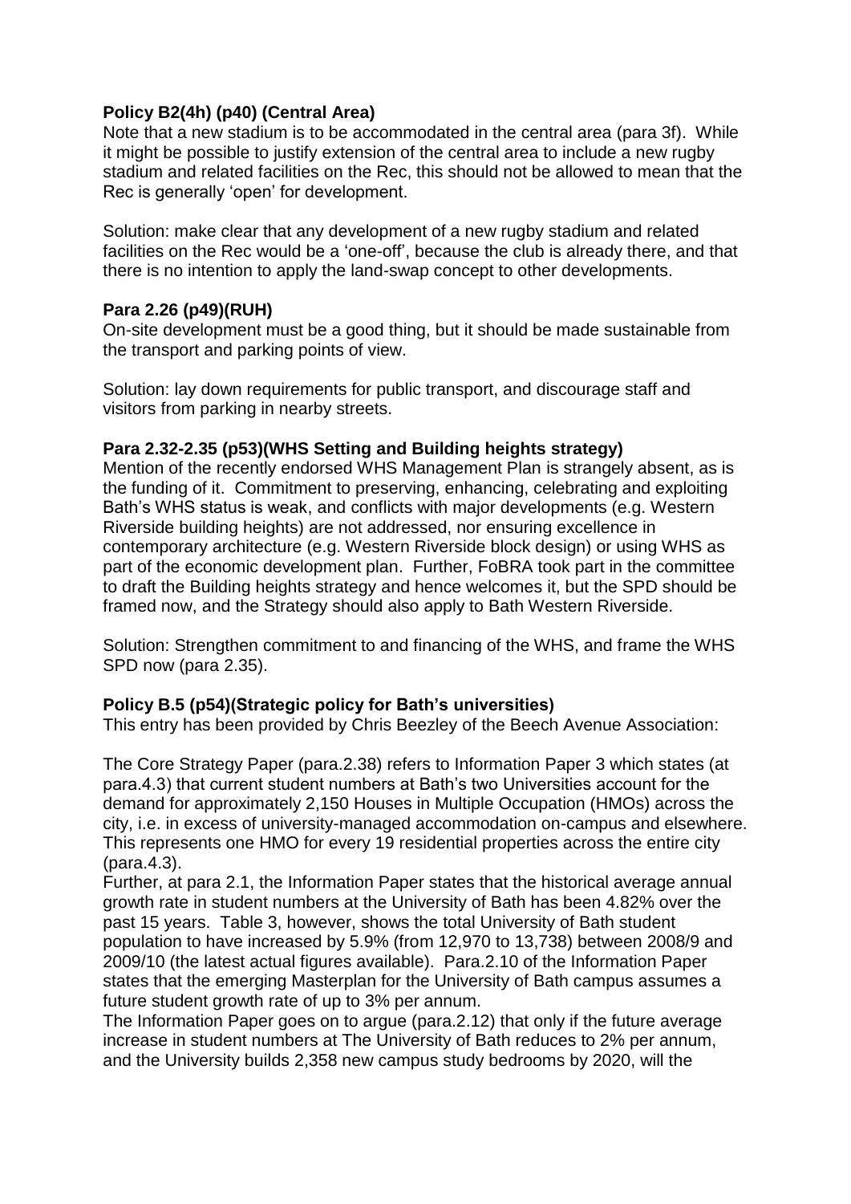**Policy B2(4h) (p40) (Central Area)**

Note that a new stadium is to be accommodated in the central area (para 3f). While it might be possible to justify extension of the central area to include a new rugby stadium and related facilities on the Rec, this should not be allowed to mean that the Rec is generally 'open' for development.

Solution: make clear that any development of a new rugby stadium and related facilities on the Rec would be a 'one-off', because the club is already there, and that there is no intention to apply the land-swap concept to other developments.

**Para 2.26 (p49)(RUH)**

On-site development must be a good thing, but it should be made sustainable from the transport and parking points of view.

Solution: lay down requirements for public transport, and discourage staff and visitors from parking in nearby streets.

**Para 2.32-2.35 (p53)(WHS Setting and Building heights strategy)**

Mention of the recently endorsed WHS Management Plan is strangely absent, as is the funding of it. Commitment to preserving, enhancing, celebrating and exploiting Bath's WHS status is weak, and conflicts with major developments (e.g. Western Riverside building heights) are not addressed, nor ensuring excellence in contemporary architecture (e.g. Western Riverside block design) or using WHS as part of the economic development plan. Further, FoBRA took part in the committee to draft the Building heights strategy and hence welcomes it, but the SPD should be framed now, and the Strategy should also apply to Bath Western Riverside.

Solution: Strengthen commitment to and financing of the WHS, and frame the WHS SPD now (para 2.35).

**Policy B.5 (p54)(Strategic policy for Bath's universities)**

This entry has been provided by Chris Beezley of the Beech Avenue Association:

The Core Strategy Paper (para.2.38) refers to Information Paper 3 which states (at para.4.3) that current student numbers at Bath's two Universities account for the demand for approximately 2,150 Houses in Multiple Occupation (HMOs) across the city, i.e. in excess of university-managed accommodation on-campus and elsewhere. This represents one HMO for every 19 residential properties across the entire city (para.4.3).

Further, at para 2.1, the Information Paper states that the historical average annual growth rate in student numbers at the University of Bath has been 4.82% over the past 15 years. Table 3, however, shows the total University of Bath student population to have increased by 5.9% (from 12,970 to 13,738) between 2008/9 and 2009/10 (the latest actual figures available). Para.2.10 of the Information Paper states that the emerging Masterplan for the University of Bath campus assumes a future student growth rate of up to 3% per annum.

The Information Paper goes on to argue (para.2.12) that only if the future average increase in student numbers at The University of Bath reduces to 2% per annum, and the University builds 2,358 new campus study bedrooms by 2020, will the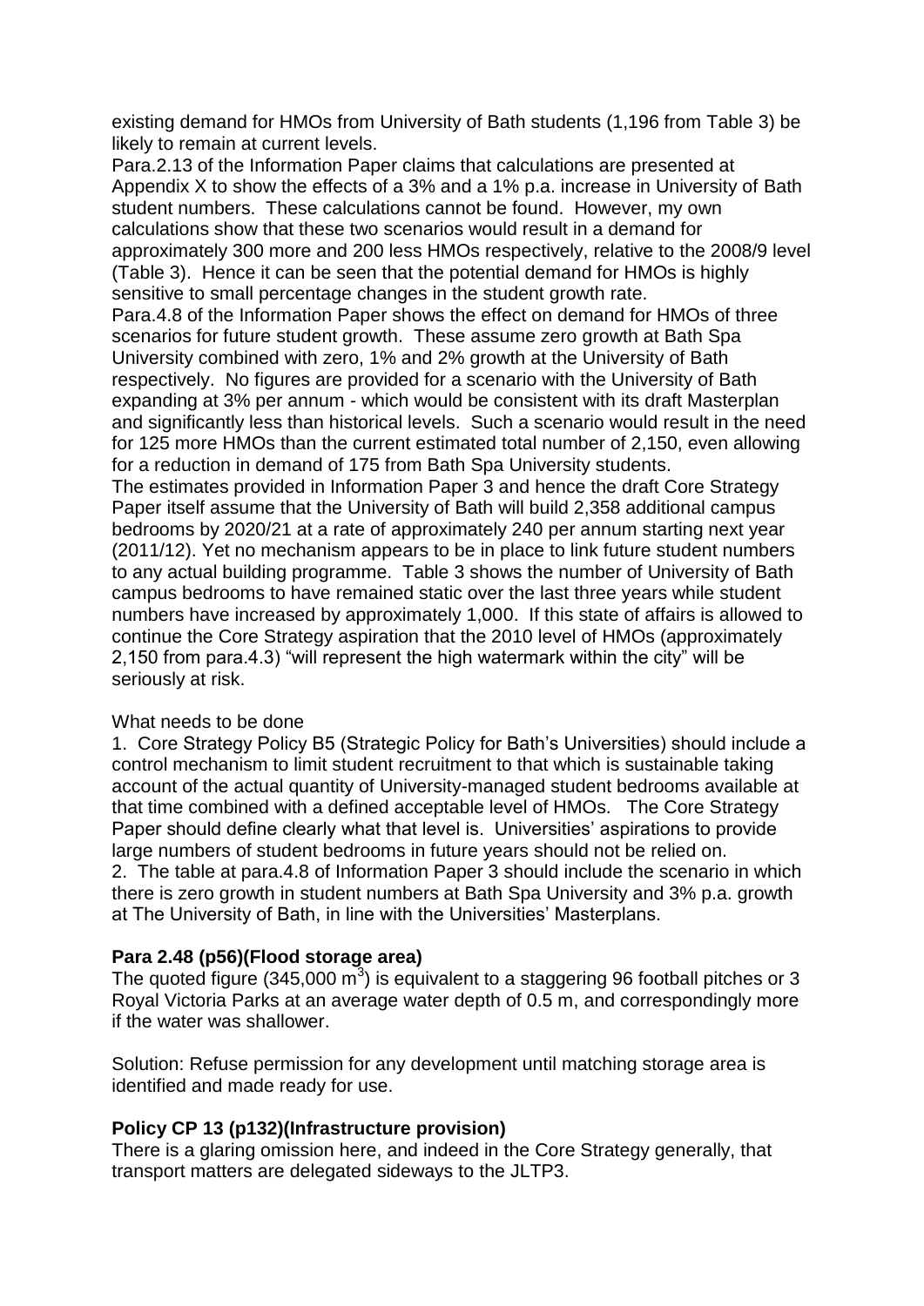existing demand for HMOs from University of Bath students (1,196 from Table 3) be likely to remain at current levels.

Para.2.13 of the Information Paper claims that calculations are presented at Appendix X to show the effects of a 3% and a 1% p.a. increase in University of Bath student numbers. These calculations cannot be found. However, my own calculations show that these two scenarios would result in a demand for approximately 300 more and 200 less HMOs respectively, relative to the 2008/9 level (Table 3). Hence it can be seen that the potential demand for HMOs is highly sensitive to small percentage changes in the student growth rate.

Para.4.8 of the Information Paper shows the effect on demand for HMOs of three scenarios for future student growth. These assume zero growth at Bath Spa University combined with zero, 1% and 2% growth at the University of Bath respectively. No figures are provided for a scenario with the University of Bath expanding at 3% per annum - which would be consistent with its draft Masterplan and significantly less than historical levels. Such a scenario would result in the need for 125 more HMOs than the current estimated total number of 2,150, even allowing for a reduction in demand of 175 from Bath Spa University students.

The estimates provided in Information Paper 3 and hence the draft Core Strategy Paper itself assume that the University of Bath will build 2,358 additional campus bedrooms by 2020/21 at a rate of approximately 240 per annum starting next year (2011/12). Yet no mechanism appears to be in place to link future student numbers to any actual building programme. Table 3 shows the number of University of Bath campus bedrooms to have remained static over the last three years while student numbers have increased by approximately 1,000. If this state of affairs is allowed to continue the Core Strategy aspiration that the 2010 level of HMOs (approximately 2,150 from para.4.3) "will represent the high watermark within the city" will be seriously at risk.

What needs to be done

1. Core Strategy Policy B5 (Strategic Policy for Bath's Universities) should include a control mechanism to limit student recruitment to that which is sustainable taking account of the actual quantity of University-managed student bedrooms available at that time combined with a defined acceptable level of HMOs. The Core Strategy Paper should define clearly what that level is. Universities' aspirations to provide large numbers of student bedrooms in future years should not be relied on.
2. The table at para.4.8 of Information Paper 3 should include the scenario in which there is zero growth in student numbers at Bath Spa University and 3% p.a. growth at The University of Bath, in line with the Universities' Masterplans.

**Para 2.48 (p56)(Flood storage area)**

The quoted figure (345,000 $m^3$) is equivalent to a staggering 96 football pitches or 3 Royal Victoria Parks at an average water depth of 0.5 m, and correspondingly more if the water was shallower.

Solution: Refuse permission for any development until matching storage area is identified and made ready for use.

**Policy CP 13 (p132)(Infrastructure provision)**

There is a glaring omission here, and indeed in the Core Strategy generally, that transport matters are delegated sideways to the JLTP3.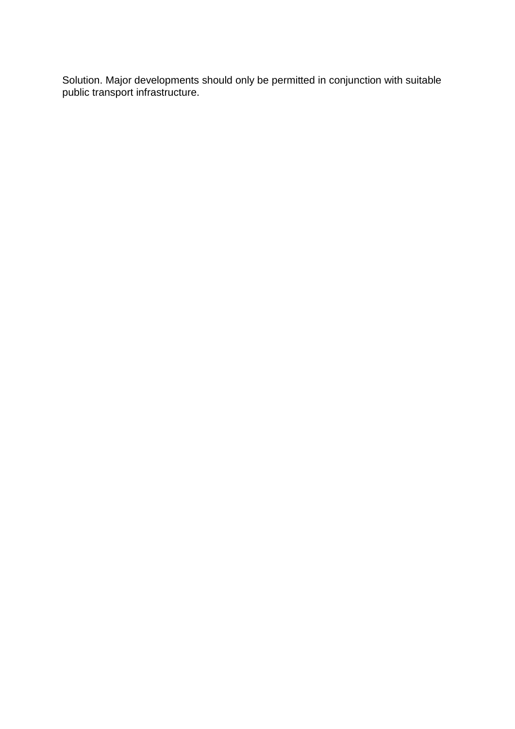Solution. Major developments should only be permitted in conjunction with suitable public transport infrastructure.